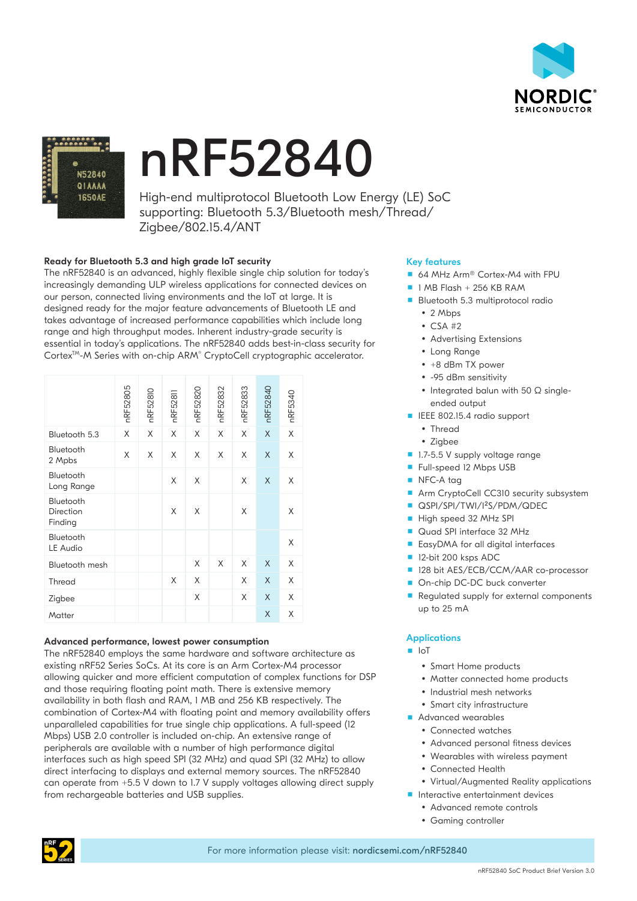# nRF52840

High-end multiprotocol Bluetooth Low Energy (LE) SoC supporting: Bluetooth 5.3/Bluetooth mesh/Thread/Zigbee/802.15.4/ANT

**Ready for Bluetooth 5.3 and high grade IoT security**

The nRF52840 is an advanced, highly flexible single chip solution for today's increasingly demanding ULP wireless applications for connected devices on our person, connected living environments and the IoT at large. It is designed ready for the major feature advancements of Bluetooth LE and takes advantage of increased performance capabilities which include long range and high throughput modes. Inherent industry-grade security is essential in today's applications. The nRF52840 adds best-in-class security for Cortex™-M Series with on-chip ARM® CryptoCell cryptographic accelerator.

| | nRF52805 | nRF52810 | nRF52811 | nRF52820 | nRF52832 | nRF52833 | nRF52840 | nRF5340 |
|---|---|---|---|---|---|---|---|---|
| Bluetooth 5.3 | X | X | X | X | X | X | X | X |
| Bluetooth 2 Mpbs | X | X | X | X | X | X | X | X |
| Bluetooth Long Range | | | X | X | | X | X | X |
| Bluetooth Direction Finding | | | X | X | | X | | X |
| Bluetooth LE Audio | | | | | | | | X |
| Bluetooth mesh | | | | X | X | X | X | X |
| Thread | | | X | X | | X | X | X |
| Zigbee | | | | X | | X | X | X |
| Matter | | | | | | | X | X |

**Advanced performance, lowest power consumption**

The nRF52840 employs the same hardware and software architecture as existing nRF52 Series SoCs. At its core is an Arm Cortex-M4 processor allowing quicker and more efficient computation of complex functions for DSP and those requiring floating point math. There is extensive memory availability in both flash and RAM, 1 MB and 256 KB respectively. The combination of Cortex-M4 with floating point and memory availability offers unparalleled capabilities for true single chip applications. A full-speed (12 Mbps) USB 2.0 controller is included on-chip. An extensive range of peripherals are available with a number of high performance digital interfaces such as high speed SPI (32 MHz) and quad SPI (32 MHz) to allow direct interfacing to displays and external memory sources. The nRF52840 can operate from +5.5 V down to 1.7 V supply voltages allowing direct supply from rechargeable batteries and USB supplies.

## Key features

- 64 MHz Arm® Cortex-M4 with FPU
- 1 MB Flash + 256 KB RAM
- Bluetooth 5.3 multiprotocol radio
  - 2 Mbps
  - CSA #2
  - Advertising Extensions
  - Long Range
  - +8 dBm TX power
  - -95 dBm sensitivity
  - Integrated balun with 50 Ω single-ended output
- IEEE 802.15.4 radio support
  - Thread
  - Zigbee
- 1.7-5.5 V supply voltage range
- Full-speed 12 Mbps USB
- NFC-A tag
- Arm CryptoCell CC310 security subsystem
- QSPI/SPI/TWI/I²S/PDM/QDEC
- High speed 32 MHz SPI
- Quad SPI interface 32 MHz
- EasyDMA for all digital interfaces
- 12-bit 200 ksps ADC
- 128 bit AES/ECB/CCM/AAR co-processor
- On-chip DC-DC buck converter
- Regulated supply for external components up to 25 mA

## Applications

- IoT
  - Smart Home products
  - Matter connected home products
  - Industrial mesh networks
  - Smart city infrastructure
- Advanced wearables
  - Connected watches
  - Advanced personal fitness devices
  - Wearables with wireless payment
  - Connected Health
  - Virtual/Augmented Reality applications
- Interactive entertainment devices
  - Advanced remote controls
  - Gaming controller

For more information please visit: **nordicsemi.com/nRF52840**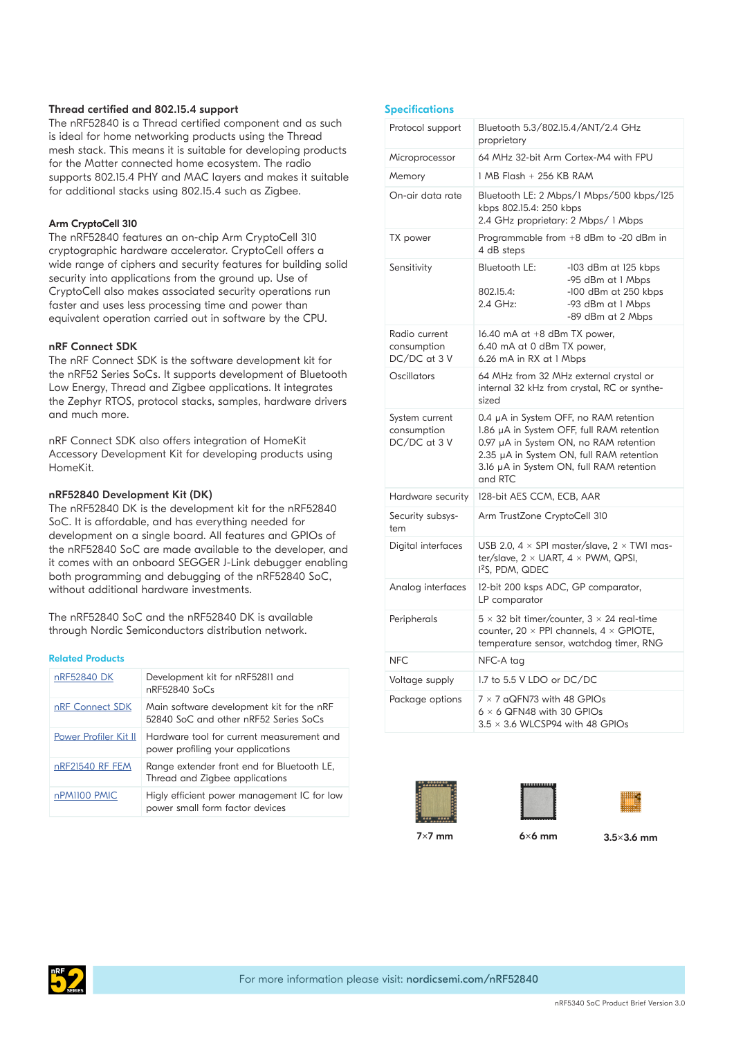### Thread certified and 802.15.4 support

The nRF52840 is a Thread certified component and as such is ideal for home networking products using the Thread mesh stack. This means it is suitable for developing products for the Matter connected home ecosystem. The radio supports 802.15.4 PHY and MAC layers and makes it suitable for additional stacks using 802.15.4 such as Zigbee.

### Arm CryptoCell 310

The nRF52840 features an on-chip Arm CryptoCell 310 cryptographic hardware accelerator. CryptoCell offers a wide range of ciphers and security features for building solid security into applications from the ground up. Use of CryptoCell also makes associated security operations run faster and uses less processing time and power than equivalent operation carried out in software by the CPU.

### nRF Connect SDK

The nRF Connect SDK is the software development kit for the nRF52 Series SoCs. It supports development of Bluetooth Low Energy, Thread and Zigbee applications. It integrates the Zephyr RTOS, protocol stacks, samples, hardware drivers and much more.

nRF Connect SDK also offers integration of HomeKit Accessory Development Kit for developing products using HomeKit.

### nRF52840 Development Kit (DK)

The nRF52840 DK is the development kit for the nRF52840 SoC. It is affordable, and has everything needed for development on a single board. All features and GPIOs of the nRF52840 SoC are made available to the developer, and it comes with an onboard SEGGER J-Link debugger enabling both programming and debugging of the nRF52840 SoC, without additional hardware investments.

The nRF52840 SoC and the nRF52840 DK is available through Nordic Semiconductors distribution network.

### Related Products

| | |
|---|---|
| nRF52840 DK | Development kit for nRF52811 and nRF52840 SoCs |
| nRF Connect SDK | Main software development kit for the nRF 52840 SoC and other nRF52 Series SoCs |
| Power Profiler Kit II | Hardware tool for current measurement and power profiling your applications |
| nRF21540 RF FEM | Range extender front end for Bluetooth LE, Thread and Zigbee applications |
| nPM1100 PMIC | Higly efficient power management IC for low power small form factor devices |

### Specifications

| | |
|---|---|
| Protocol support | Bluetooth 5.3/802.15.4/ANT/2.4 GHz proprietary |
| Microprocessor | 64 MHz 32-bit Arm Cortex-M4 with FPU |
| Memory | 1 MB Flash + 256 KB RAM |
| On-air data rate | Bluetooth LE: 2 Mbps/1 Mbps/500 kbps/125 kbps 802.15.4: 250 kbps<br>2.4 GHz proprietary: 2 Mbps/ 1 Mbps |
| TX power | Programmable from +8 dBm to -20 dBm in 4 dB steps |
| Sensitivity | Bluetooth LE: -103 dBm at 125 kbps<br>-95 dBm at 1 Mbps<br>802.15.4: -100 dBm at 250 kbps<br>2.4 GHz: -93 dBm at 1 Mbps<br>-89 dBm at 2 Mbps |
| Radio current consumption DC/DC at 3 V | 16.40 mA at +8 dBm TX power,<br>6.40 mA at 0 dBm TX power,<br>6.26 mA in RX at 1 Mbps |
| Oscillators | 64 MHz from 32 MHz external crystal or internal 32 kHz from crystal, RC or synthesized |
| System current consumption DC/DC at 3 V | 0.4 µA in System OFF, no RAM retention<br>1.86 µA in System OFF, full RAM retention<br>0.97 µA in System ON, no RAM retention<br>2.35 µA in System ON, full RAM retention<br>3.16 µA in System ON, full RAM retention and RTC |
| Hardware security | 128-bit AES CCM, ECB, AAR |
| Security subsystem | Arm TrustZone CryptoCell 310 |
| Digital interfaces | USB 2.0, 4 × SPI master/slave, 2 × TWI master/slave, 2 × UART, 4 × PWM, QPSI, I²S, PDM, QDEC |
| Analog interfaces | 12-bit 200 ksps ADC, GP comparator, LP comparator |
| Peripherals | 5 × 32 bit timer/counter, 3 × 24 real-time counter, 20 × PPI channels, 4 × GPIOTE, temperature sensor, watchdog timer, RNG |
| NFC | NFC-A tag |
| Voltage supply | 1.7 to 5.5 V LDO or DC/DC |
| Package options | 7 × 7 aQFN73 with 48 GPIOs<br>6 × 6 QFN48 with 30 GPIOs<br>3.5 × 3.6 WLCSP94 with 48 GPIOs |

7×7 mm

6×6 mm

3.5×3.6 mm

For more information please visit: **nordicsemi.com/nRF52840**